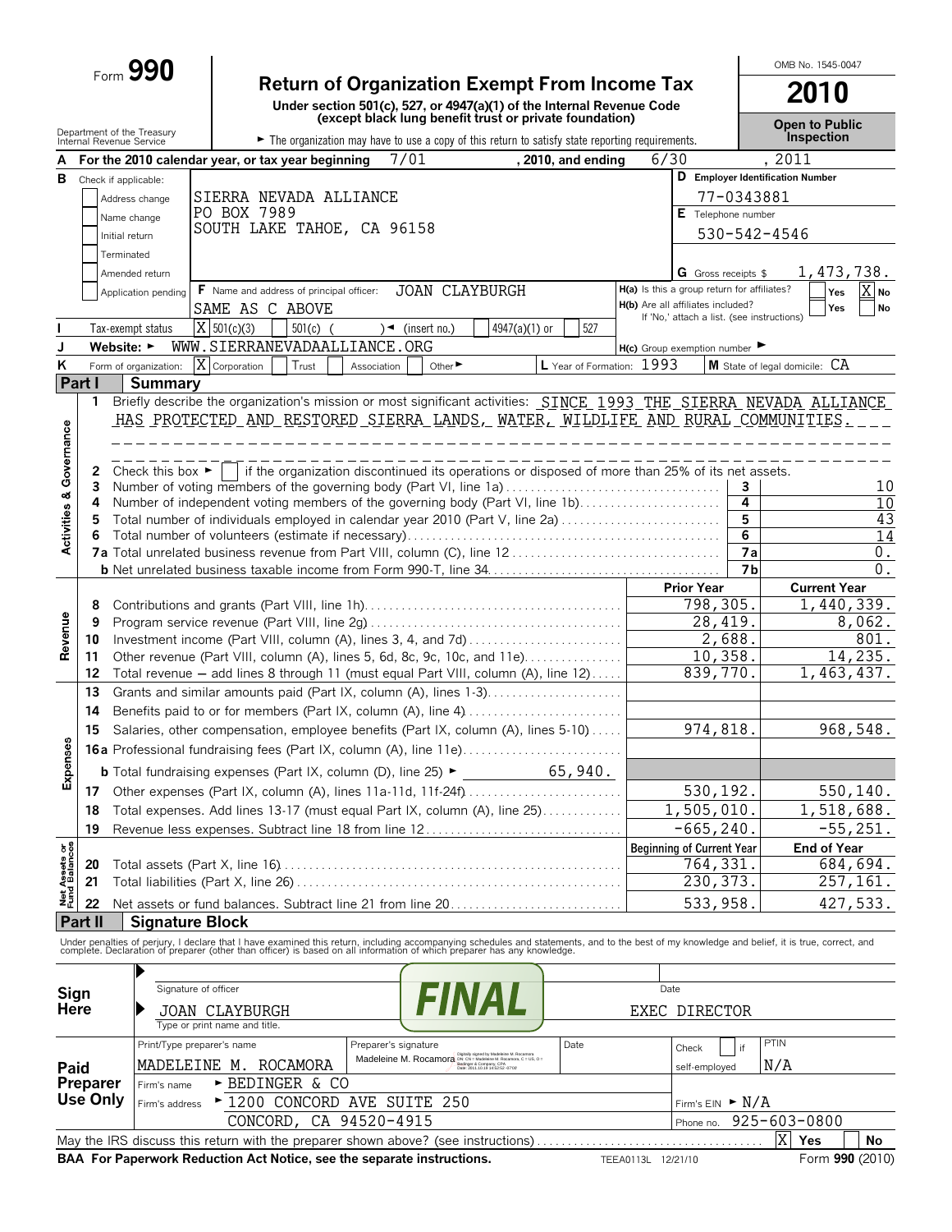# Form 990

## Return of Organization Exempt From Income Tax

**2010**

Under section 501(c), 527, or 4947(a)(1) of the Internal Revenue Code (except black lung benefit trust or private foundation)

Department of the Treasury
Internal Revenue Service

► The organization may have to use a copy of this return to satisfy state reporting requirements.

OMB No. 1545-0047

**Open to Public Inspection**

**A** For the 2010 calendar year, or tax year beginning 7/01, 2010, and ending 6/30, 2011

**B** Check if applicable:
- [ ] Address change
- [ ] Name change
- [ ] Initial return
- [ ] Terminated
- [ ] Amended return
- [ ] Application pending

**C** SIERRA NEVADA ALLIANCE
PO BOX 7989
SOUTH LAKE TAHOE, CA 96158

**D** Employer Identification Number: 77-0343881

**E** Telephone number: 530-542-4546

**G** Gross receipts $ 1,473,738.

**F** Name and address of principal officer: JOAN CLAYBURGH
SAME AS C ABOVE

**H(a)** Is this a group return for affiliates? [ ] Yes [X] No
**H(b)** Are all affiliates included? [ ] Yes [ ] No
If 'No,' attach a list. (see instructions)

**I** Tax-exempt status [X] 501(c)(3) [ ] 501(c) ( ) ◄ (insert no.) [ ] 4947(a)(1) or [ ] 527

**J** Website: ► WWW.SIERRANEVADAALLIANCE.ORG

**H(c)** Group exemption number ►

**K** Form of organization: [X] Corporation [ ] Trust [ ] Association [ ] Other ►

**L** Year of Formation: 1993

**M** State of legal domicile: CA

## Part I Summary

### Activities & Governance

1 Briefly describe the organization's mission or most significant activities: SINCE 1993 THE SIERRA NEVADA ALLIANCE HAS PROTECTED AND RESTORED SIERRA LANDS, WATER, WILDLIFE AND RURAL COMMUNITIES.

2 Check this box ► [ ] if the organization discontinued its operations or disposed of more than 25% of its net assets.

| Line | Description | No. | Value |
|---|---|---|---|
| 3 | Number of voting members of the governing body (Part VI, line 1a) | 3 | 10 |
| 4 | Number of independent voting members of the governing body (Part VI, line 1b) | 4 | 10 |
| 5 | Total number of individuals employed in calendar year 2010 (Part V, line 2a) | 5 | 43 |
| 6 | Total number of volunteers (estimate if necessary) | 6 | 14 |
| 7a | Total unrelated business revenue from Part VIII, column (C), line 12 | 7a | 0. |
| b | Net unrelated business taxable income from Form 990-T, line 34 | 7b | 0. |

### Revenue

| Line | Description | Prior Year | Current Year |
|---|---|---|---|
| 8 | Contributions and grants (Part VIII, line 1h) | 798,305. | 1,440,339. |
| 9 | Program service revenue (Part VIII, line 2g) | 28,419. | 8,062. |
| 10 | Investment income (Part VIII, column (A), lines 3, 4, and 7d) | 2,688. | 801. |
| 11 | Other revenue (Part VIII, column (A), lines 5, 6d, 8c, 9c, 10c, and 11e) | 10,358. | 14,235. |
| 12 | Total revenue – add lines 8 through 11 (must equal Part VIII, column (A), line 12) | 839,770. | 1,463,437. |

### Expenses

| Line | Description | Prior Year | Current Year |
|---|---|---|---|
| 13 | Grants and similar amounts paid (Part IX, column (A), lines 1-3) | | |
| 14 | Benefits paid to or for members (Part IX, column (A), line 4) | | |
| 15 | Salaries, other compensation, employee benefits (Part IX, column (A), lines 5-10) | 974,818. | 968,548. |
| 16a | Professional fundraising fees (Part IX, column (A), line 11e) | | |
| b | Total fundraising expenses (Part IX, column (D), line 25) ► 65,940. | | |
| 17 | Other expenses (Part IX, column (A), lines 11a-11d, 11f-24f) | 530,192. | 550,140. |
| 18 | Total expenses. Add lines 13-17 (must equal Part IX, column (A), line 25) | 1,505,010. | 1,518,688. |
| 19 | Revenue less expenses. Subtract line 18 from line 12 | -665,240. | -55,251. |

### Net Assets or Fund Balances

| Line | Description | Beginning of Current Year | End of Year |
|---|---|---|---|
| 20 | Total assets (Part X, line 16) | 764,331. | 684,694. |
| 21 | Total liabilities (Part X, line 26) | 230,373. | 257,161. |
| 22 | Net assets or fund balances. Subtract line 21 from line 20 | 533,958. | 427,533. |

## Part II Signature Block

Under penalties of perjury, I declare that I have examined this return, including accompanying schedules and statements, and to the best of my knowledge and belief, it is true, correct, and complete. Declaration of preparer (other than officer) is based on all information of which preparer has any knowledge.

**Sign Here**

Signature of officer — Date

JOAN CLAYBURGH — EXEC DIRECTOR
Type or print name and title.

**Paid Preparer Use Only**

| Print/Type preparer's name | Preparer's signature | Date | Check [ ] if self-employed | PTIN |
|---|---|---|---|---|
| MADELEINE M. ROCAMORA | Madeleine M. Rocamora | | | N/A |

Firm's name ► BEDINGER & CO
Firm's address ► 1200 CONCORD AVE SUITE 250, CONCORD, CA 94520-4915
Firm's EIN ► N/A
Phone no. 925-603-0800

May the IRS discuss this return with the preparer shown above? (see instructions) [X] Yes [ ] No

**BAA For Paperwork Reduction Act Notice, see the separate instructions.** TEEA0113L 12/21/10 Form **990** (2010)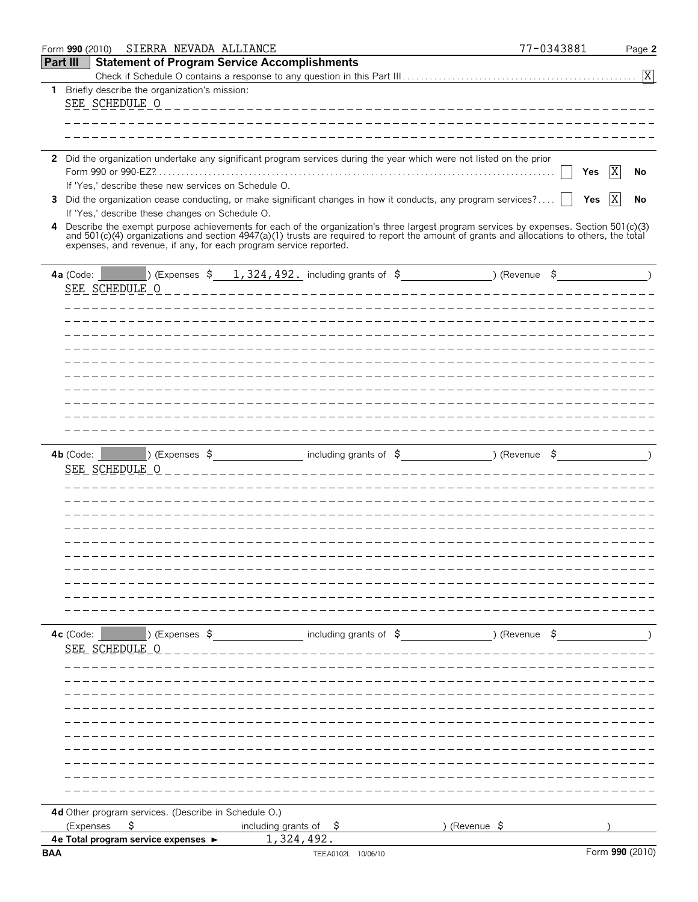Form **990** (2010) SIERRA NEVADA ALLIANCE 77-0343881 Page **2**

## Part III Statement of Program Service Accomplishments

Check if Schedule O contains a response to any question in this Part III . . . . . . . . . . . . . . . . . . . . . . . . . . . . . . . . . . . . . . . . . . . . . . . . . . [X]

**1** Briefly describe the organization's mission:

SEE SCHEDULE O

**2** Did the organization undertake any significant program services during the year which were not listed on the prior Form 990 or 990-EZ? . . . . . . . . . . . . . . . . . . . . . . . . . . . . . . . . . . . . . . . . . . . . . . . . . . . . . . . . . . . . . . . . . . . . . . . . . . . . . . . . . . . . . . . [ ] Yes [X] No

If 'Yes,' describe these new services on Schedule O.

**3** Did the organization cease conducting, or make significant changes in how it conducts, any program services? . . . . [ ] Yes [X] No

If 'Yes,' describe these changes on Schedule O.

**4** Describe the exempt purpose achievements for each of the organization's three largest program services by expenses. Section 501(c)(3) and 501(c)(4) organizations and section 4947(a)(1) trusts are required to report the amount of grants and allocations to others, the total expenses, and revenue, if any, for each program service reported.

**4a** (Code: ) (Expenses $ 1,324,492. including grants of $ ) (Revenue $ )

SEE SCHEDULE O

**4b** (Code: ) (Expenses $ including grants of $ ) (Revenue $ )

SEE SCHEDULE O

**4c** (Code: ) (Expenses $ including grants of $ ) (Revenue $ )

SEE SCHEDULE O

**4d** Other program services. (Describe in Schedule O.)

(Expenses $ including grants of $ ) (Revenue $ )

**4e Total program service expenses ►** 1,324,492.

BAA TEEA0102L 10/06/10 Form **990** (2010)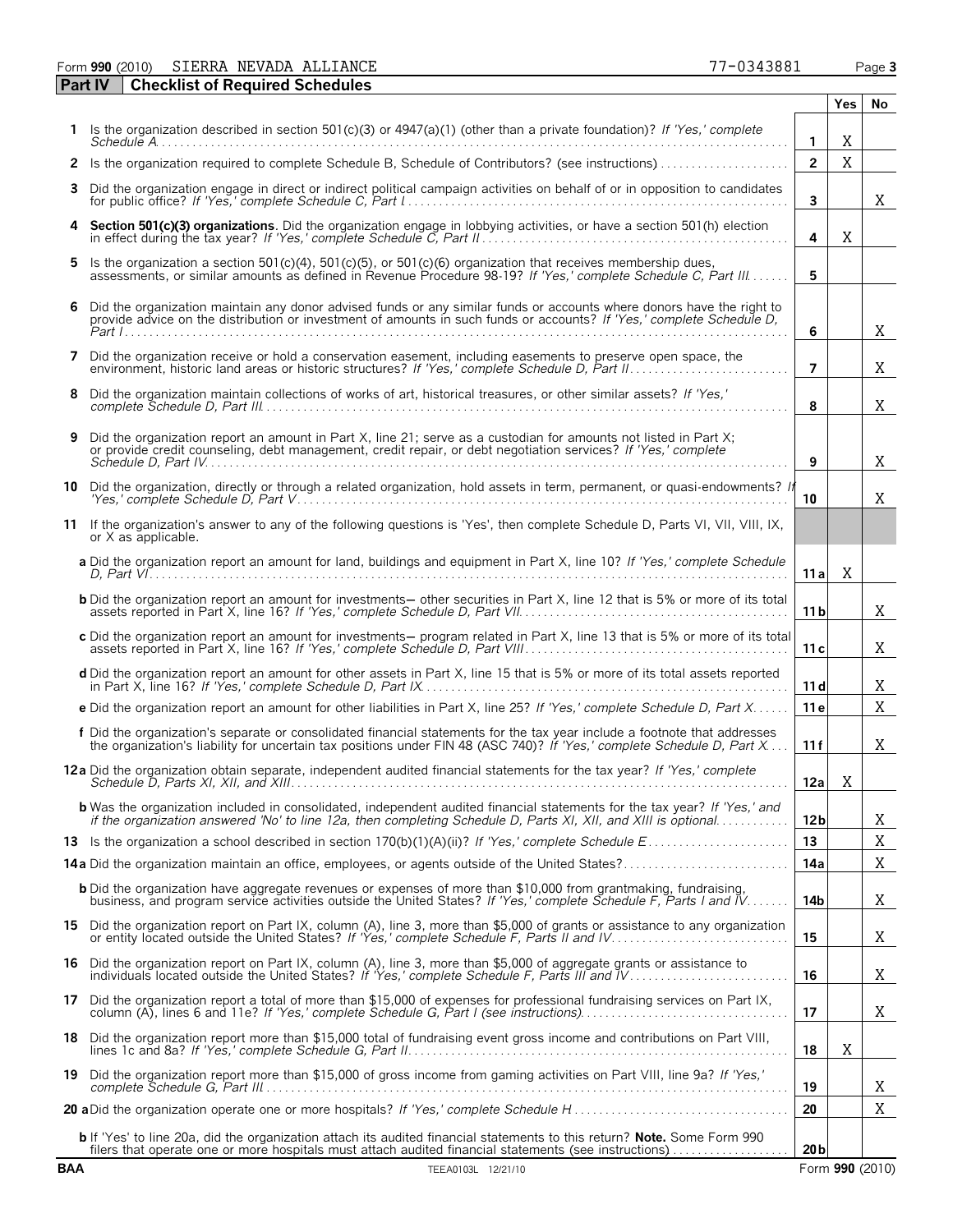Form **990** (2010) SIERRA NEVADA ALLIANCE 77-0343881

## Part IV Checklist of Required Schedules

| | | | Yes | No |
|---|---|---|---|---|
| **1** | Is the organization described in section 501(c)(3) or 4947(a)(1) (other than a private foundation)? *If 'Yes,' complete Schedule A* | **1** | X | |
| **2** | Is the organization required to complete Schedule B, Schedule of Contributors? (see instructions) | **2** | X | |
| **3** | Did the organization engage in direct or indirect political campaign activities on behalf of or in opposition to candidates for public office? *If 'Yes,' complete Schedule C, Part I* | **3** | | X |
| **4** | **Section 501(c)(3) organizations**. Did the organization engage in lobbying activities, or have a section 501(h) election in effect during the tax year? *If 'Yes,' complete Schedule C, Part II* | **4** | X | |
| **5** | Is the organization a section 501(c)(4), 501(c)(5), or 501(c)(6) organization that receives membership dues, assessments, or similar amounts as defined in Revenue Procedure 98-19? *If 'Yes,' complete Schedule C, Part III* | **5** | | |
| **6** | Did the organization maintain any donor advised funds or any similar funds or accounts where donors have the right to provide advice on the distribution or investment of amounts in such funds or accounts? *If 'Yes,' complete Schedule D, Part I* | **6** | | X |
| **7** | Did the organization receive or hold a conservation easement, including easements to preserve open space, the environment, historic land areas or historic structures? *If 'Yes,' complete Schedule D, Part II* | **7** | | X |
| **8** | Did the organization maintain collections of works of art, historical treasures, or other similar assets? *If 'Yes,' complete Schedule D, Part III* | **8** | | X |
| **9** | Did the organization report an amount in Part X, line 21; serve as a custodian for amounts not listed in Part X; or provide credit counseling, debt management, credit repair, or debt negotiation services? *If 'Yes,' complete Schedule D, Part IV* | **9** | | X |
| **10** | Did the organization, directly or through a related organization, hold assets in term, permanent, or quasi-endowments? *If 'Yes,' complete Schedule D, Part V* | **10** | | X |
| **11** | If the organization's answer to any of the following questions is 'Yes', then complete Schedule D, Parts VI, VII, VIII, IX, or X as applicable. | | | |
| | **a** Did the organization report an amount for land, buildings and equipment in Part X, line 10? *If 'Yes,' complete Schedule D, Part VI* | **11a** | X | |
| | **b** Did the organization report an amount for investments— other securities in Part X, line 12 that is 5% or more of its total assets reported in Part X, line 16? *If 'Yes,' complete Schedule D, Part VII* | **11b** | | X |
| | **c** Did the organization report an amount for investments— program related in Part X, line 13 that is 5% or more of its total assets reported in Part X, line 16? *If 'Yes,' complete Schedule D, Part VIII* | **11c** | | X |
| | **d** Did the organization report an amount for other assets in Part X, line 15 that is 5% or more of its total assets reported in Part X, line 16? *If 'Yes,' complete Schedule D, Part IX* | **11d** | | X |
| | **e** Did the organization report an amount for other liabilities in Part X, line 25? *If 'Yes,' complete Schedule D, Part X* | **11e** | | X |
| | **f** Did the organization's separate or consolidated financial statements for the tax year include a footnote that addresses the organization's liability for uncertain tax positions under FIN 48 (ASC 740)? *If 'Yes,' complete Schedule D, Part X* | **11f** | | X |
| **12a** | Did the organization obtain separate, independent audited financial statements for the tax year? *If 'Yes,' complete Schedule D, Parts XI, XII, and XIII* | **12a** | X | |
| | **b** Was the organization included in consolidated, independent audited financial statements for the tax year? *If 'Yes,' and if the organization answered 'No' to line 12a, then completing Schedule D, Parts XI, XII, and XIII is optional* | **12b** | | X |
| **13** | Is the organization a school described in section 170(b)(1)(A)(ii)? *If 'Yes,' complete Schedule E* | **13** | | X |
| **14a** | Did the organization maintain an office, employees, or agents outside of the United States? | **14a** | | X |
| | **b** Did the organization have aggregate revenues or expenses of more than $10,000 from grantmaking, fundraising, business, and program service activities outside the United States? *If 'Yes,' complete Schedule F, Parts I and IV* | **14b** | | X |
| **15** | Did the organization report on Part IX, column (A), line 3, more than $5,000 of grants or assistance to any organization or entity located outside the United States? *If 'Yes,' complete Schedule F, Parts II and IV* | **15** | | X |
| **16** | Did the organization report on Part IX, column (A), line 3, more than $5,000 of aggregate grants or assistance to individuals located outside the United States? *If 'Yes,' complete Schedule F, Parts III and IV* | **16** | | X |
| **17** | Did the organization report a total of more than $15,000 of expenses for professional fundraising services on Part IX, column (A), lines 6 and 11e? *If 'Yes,' complete Schedule G, Part I (see instructions)* | **17** | | X |
| **18** | Did the organization report more than $15,000 total of fundraising event gross income and contributions on Part VIII, lines 1c and 8a? *If 'Yes,' complete Schedule G, Part II* | **18** | X | |
| **19** | Did the organization report more than $15,000 of gross income from gaming activities on Part VIII, line 9a? *If 'Yes,' complete Schedule G, Part III* | **19** | | X |
| **20a** | Did the organization operate one or more hospitals? *If 'Yes,' complete Schedule H* | **20** | | X |
| | **b** If 'Yes' to line 20a, did the organization attach its audited financial statements to this return? **Note.** Some Form 990 filers that operate one or more hospitals must attach audited financial statements (see instructions) | **20b** | | |

BAA TEEA0103L 12/21/10 Form **990** (2010)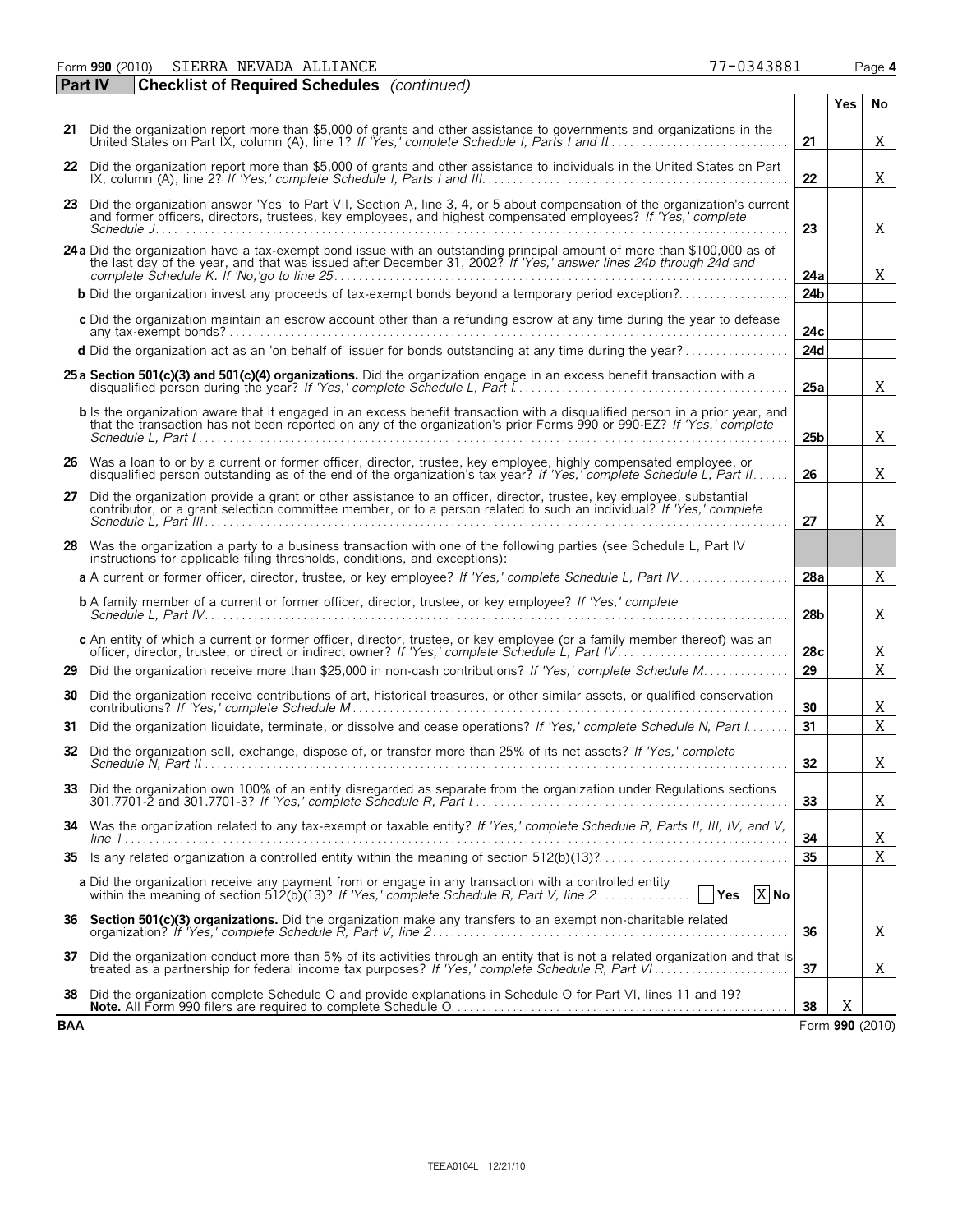Form **990** (2010) SIERRA NEVADA ALLIANCE 77-0343881 Page **4**

**Part IV** **Checklist of Required Schedules** *(continued)*

| | | | Yes | No |
|---|---|---|---|---|
| **21** | Did the organization report more than $5,000 of grants and other assistance to governments and organizations in the United States on Part IX, column (A), line 1? *If 'Yes,' complete Schedule I, Parts I and II* | **21** | | X |
| **22** | Did the organization report more than $5,000 of grants and other assistance to individuals in the United States on Part IX, column (A), line 2? *If 'Yes,' complete Schedule I, Parts I and III* | **22** | | X |
| **23** | Did the organization answer 'Yes' to Part VII, Section A, line 3, 4, or 5 about compensation of the organization's current and former officers, directors, trustees, key employees, and highest compensated employees? *If 'Yes,' complete Schedule J* | **23** | | X |
| **24a** | Did the organization have a tax-exempt bond issue with an outstanding principal amount of more than $100,000 as of the last day of the year, and that was issued after December 31, 2002? *If 'Yes,' answer lines 24b through 24d and complete Schedule K. If 'No,'go to line 25* | **24a** | | X |
| **b** | Did the organization invest any proceeds of tax-exempt bonds beyond a temporary period exception? | **24b** | | |
| **c** | Did the organization maintain an escrow account other than a refunding escrow at any time during the year to defease any tax-exempt bonds? | **24c** | | |
| **d** | Did the organization act as an 'on behalf of' issuer for bonds outstanding at any time during the year? | **24d** | | |
| **25a** | **Section 501(c)(3) and 501(c)(4) organizations.** Did the organization engage in an excess benefit transaction with a disqualified person during the year? *If 'Yes,' complete Schedule L, Part I* | **25a** | | X |
| **b** | Is the organization aware that it engaged in an excess benefit transaction with a disqualified person in a prior year, and that the transaction has not been reported on any of the organization's prior Forms 990 or 990-EZ? *If 'Yes,' complete Schedule L, Part I* | **25b** | | X |
| **26** | Was a loan to or by a current or former officer, director, trustee, key employee, highly compensated employee, or disqualified person outstanding as of the end of the organization's tax year? *If 'Yes,' complete Schedule L, Part II* | **26** | | X |
| **27** | Did the organization provide a grant or other assistance to an officer, director, trustee, key employee, substantial contributor, or a grant selection committee member, or to a person related to such an individual? *If 'Yes,' complete Schedule L, Part III* | **27** | | X |
| **28** | Was the organization a party to a business transaction with one of the following parties (see Schedule L, Part IV instructions for applicable filing thresholds, conditions, and exceptions): | | | |
| **a** | A current or former officer, director, trustee, or key employee? *If 'Yes,' complete Schedule L, Part IV* | **28a** | | X |
| **b** | A family member of a current or former officer, director, trustee, or key employee? *If 'Yes,' complete Schedule L, Part IV* | **28b** | | X |
| **c** | An entity of which a current or former officer, director, trustee, or key employee (or a family member thereof) was an officer, director, trustee, or direct or indirect owner? *If 'Yes,' complete Schedule L, Part IV* | **28c** | | X |
| **29** | Did the organization receive more than $25,000 in non-cash contributions? *If 'Yes,' complete Schedule M* | **29** | | X |
| **30** | Did the organization receive contributions of art, historical treasures, or other similar assets, or qualified conservation contributions? *If 'Yes,' complete Schedule M* | **30** | | X |
| **31** | Did the organization liquidate, terminate, or dissolve and cease operations? *If 'Yes,' complete Schedule N, Part I* | **31** | | X |
| **32** | Did the organization sell, exchange, dispose of, or transfer more than 25% of its net assets? *If 'Yes,' complete Schedule N, Part II* | **32** | | X |
| **33** | Did the organization own 100% of an entity disregarded as separate from the organization under Regulations sections 301.7701-2 and 301.7701-3? *If 'Yes,' complete Schedule R, Part I* | **33** | | X |
| **34** | Was the organization related to any tax-exempt or taxable entity? *If 'Yes,' complete Schedule R, Parts II, III, IV, and V, line 1* | **34** | | X |
| **35** | Is any related organization a controlled entity within the meaning of section 512(b)(13)? | **35** | | X |
| **a** | Did the organization receive any payment from or engage in any transaction with a controlled entity within the meaning of section 512(b)(13)? *If 'Yes,' complete Schedule R, Part V, line 2* ☐ **Yes** ☒ **No** | | | |
| **36** | **Section 501(c)(3) organizations.** Did the organization make any transfers to an exempt non-charitable related organization? *If 'Yes,' complete Schedule R, Part V, line 2* | **36** | | X |
| **37** | Did the organization conduct more than 5% of its activities through an entity that is not a related organization and that is treated as a partnership for federal income tax purposes? *If 'Yes,' complete Schedule R, Part VI* | **37** | | X |
| **38** | Did the organization complete Schedule O and provide explanations in Schedule O for Part VI, lines 11 and 19? **Note.** All Form 990 filers are required to complete Schedule O. | **38** | X | |

**BAA** Form **990** (2010)

TEEA0104L 12/21/10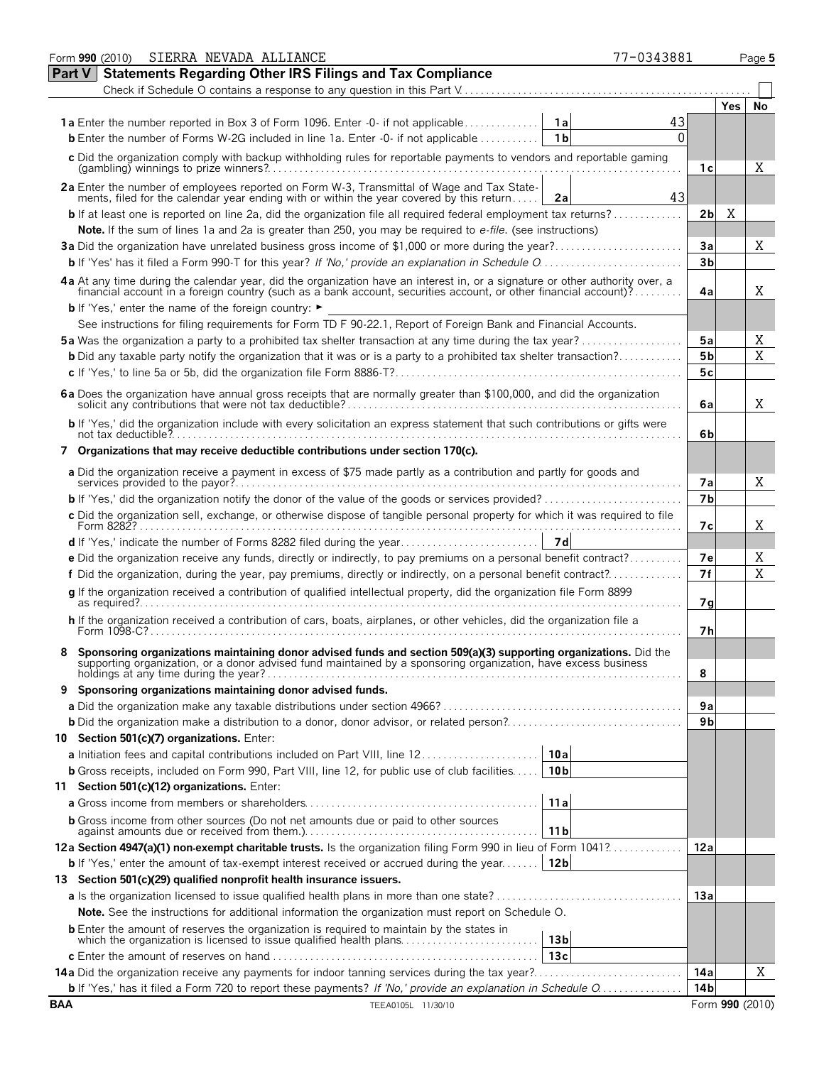Form **990** (2010) SIERRA NEVADA ALLIANCE 77-0343881

## Part V Statements Regarding Other IRS Filings and Tax Compliance

Check if Schedule O contains a response to any question in this Part V ☐

| | | | | Yes | No |
|---|---|---|---|---|---|
| **1a** Enter the number reported in Box 3 of Form 1096. Enter -0- if not applicable | **1a** | 43 | | | |
| **b** Enter the number of Forms W-2G included in line 1a. Enter -0- if not applicable | **1b** | 0 | | | |
| **c** Did the organization comply with backup withholding rules for reportable payments to vendors and reportable gaming (gambling) winnings to prize winners? | | | **1c** | | X |
| **2a** Enter the number of employees reported on Form W-3, Transmittal of Wage and Tax Statements, filed for the calendar year ending with or within the year covered by this return | **2a** | 43 | | | |
| **b** If at least one is reported on line 2a, did the organization file all required federal employment tax returns? | | | **2b** | X | |
| **Note.** If the sum of lines 1a and 2a is greater than 250, you may be required to *e-file*. (see instructions) | | | | | |
| **3a** Did the organization have unrelated business gross income of $1,000 or more during the year? | | | **3a** | | X |
| **b** If 'Yes' has it filed a Form 990-T for this year? *If 'No,' provide an explanation in Schedule O* | | | **3b** | | |
| **4a** At any time during the calendar year, did the organization have an interest in, or a signature or other authority over, a financial account in a foreign country (such as a bank account, securities account, or other financial account)? | | | **4a** | | X |
| **b** If 'Yes,' enter the name of the foreign country: ► | | | | | |
| See instructions for filing requirements for Form TD F 90-22.1, Report of Foreign Bank and Financial Accounts. | | | | | |
| **5a** Was the organization a party to a prohibited tax shelter transaction at any time during the tax year? | | | **5a** | | X |
| **b** Did any taxable party notify the organization that it was or is a party to a prohibited tax shelter transaction? | | | **5b** | | X |
| **c** If 'Yes,' to line 5a or 5b, did the organization file Form 8886-T? | | | **5c** | | |
| **6a** Does the organization have annual gross receipts that are normally greater than $100,000, and did the organization solicit any contributions that were not tax deductible? | | | **6a** | | X |
| **b** If 'Yes,' did the organization include with every solicitation an express statement that such contributions or gifts were not tax deductible? | | | **6b** | | |
| **7 Organizations that may receive deductible contributions under section 170(c).** | | | | | |
| **a** Did the organization receive a payment in excess of $75 made partly as a contribution and partly for goods and services provided to the payor? | | | **7a** | | X |
| **b** If 'Yes,' did the organization notify the donor of the value of the goods or services provided? | | | **7b** | | |
| **c** Did the organization sell, exchange, or otherwise dispose of tangible personal property for which it was required to file Form 8282? | | | **7c** | | X |
| **d** If 'Yes,' indicate the number of Forms 8282 filed during the year | **7d** | | | | |
| **e** Did the organization receive any funds, directly or indirectly, to pay premiums on a personal benefit contract? | | | **7e** | | X |
| **f** Did the organization, during the year, pay premiums, directly or indirectly, on a personal benefit contract? | | | **7f** | | X |
| **g** If the organization received a contribution of qualified intellectual property, did the organization file Form 8899 as required? | | | **7g** | | |
| **h** If the organization received a contribution of cars, boats, airplanes, or other vehicles, did the organization file a Form 1098-C? | | | **7h** | | |
| **8 Sponsoring organizations maintaining donor advised funds and section 509(a)(3) supporting organizations.** Did the supporting organization, or a donor advised fund maintained by a sponsoring organization, have excess business holdings at any time during the year? | | | **8** | | |
| **9 Sponsoring organizations maintaining donor advised funds.** | | | | | |
| **a** Did the organization make any taxable distributions under section 4966? | | | **9a** | | |
| **b** Did the organization make a distribution to a donor, donor advisor, or related person? | | | **9b** | | |
| **10 Section 501(c)(7) organizations.** Enter: | | | | | |
| **a** Initiation fees and capital contributions included on Part VIII, line 12 | **10a** | | | | |
| **b** Gross receipts, included on Form 990, Part VIII, line 12, for public use of club facilities | **10b** | | | | |
| **11 Section 501(c)(12) organizations.** Enter: | | | | | |
| **a** Gross income from members or shareholders | **11a** | | | | |
| **b** Gross income from other sources (Do not net amounts due or paid to other sources against amounts due or received from them.) | **11b** | | | | |
| **12a Section 4947(a)(1) non-exempt charitable trusts.** Is the organization filing Form 990 in lieu of Form 1041? | | | **12a** | | |
| **b** If 'Yes,' enter the amount of tax-exempt interest received or accrued during the year | **12b** | | | | |
| **13 Section 501(c)(29) qualified nonprofit health insurance issuers.** | | | | | |
| **a** Is the organization licensed to issue qualified health plans in more than one state? | | | **13a** | | |
| **Note.** See the instructions for additional information the organization must report on Schedule O. | | | | | |
| **b** Enter the amount of reserves the organization is required to maintain by the states in which the organization is licensed to issue qualified health plans | **13b** | | | | |
| **c** Enter the amount of reserves on hand | **13c** | | | | |
| **14a** Did the organization receive any payments for indoor tanning services during the tax year? | | | **14a** | | X |
| **b** If 'Yes,' has it filed a Form 720 to report these payments? *If 'No,' provide an explanation in Schedule O* | | | **14b** | | |

BAA TEEA0105L 11/30/10 Form **990** (2010)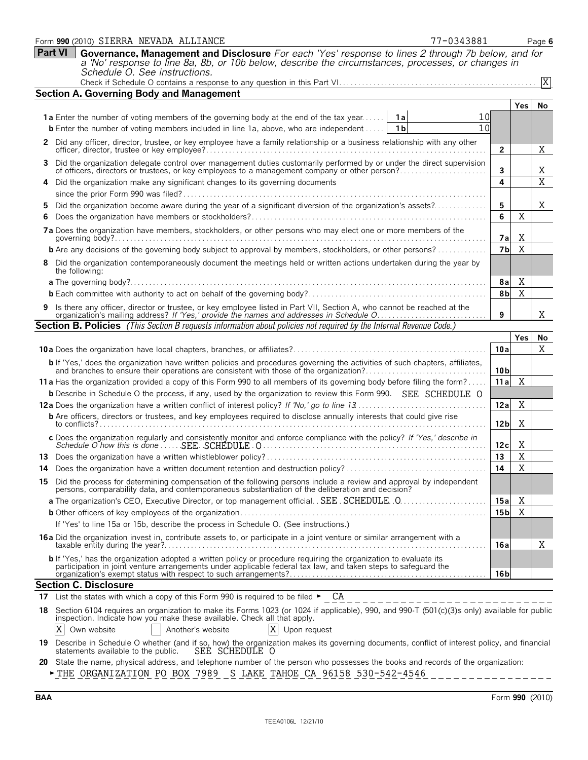Form **990** (2010) SIERRA NEVADA ALLIANCE 77-0343881

**Part VI** **Governance, Management and Disclosure** *For each 'Yes' response to lines 2 through 7b below, and for a 'No' response to line 8a, 8b, or 10b below, describe the circumstances, processes, or changes in Schedule O. See instructions.*

Check if Schedule O contains a response to any question in this Part VI . . . . . [X]

## Section A. Governing Body and Management

| | | | Yes | No |
|---|---|---|---|---|
| **1a** Enter the number of voting members of the governing body at the end of the tax year . . . . . | 1a | 10 | | |
| **b** Enter the number of voting members included in line 1a, above, who are independent . . . . . | 1b | 10 | | |
| **2** Did any officer, director, trustee, or key employee have a family relationship or a business relationship with any other officer, director, trustee or key employee? . . . . . | | 2 | | X |
| **3** Did the organization delegate control over management duties customarily performed by or under the direct supervision of officers, directors or trustees, or key employees to a management company or other person? . . . . . | | 3 | | X |
| **4** Did the organization make any significant changes to its governing documents since the prior Form 990 was filed? . . . . . | | 4 | | X |
| **5** Did the organization become aware during the year of a significant diversion of the organization's assets? . . . . . | | 5 | | X |
| **6** Does the organization have members or stockholders? . . . . . | | 6 | X | |
| **7a** Does the organization have members, stockholders, or other persons who may elect one or more members of the governing body? . . . . . | | 7a | X | |
| **b** Are any decisions of the governing body subject to approval by members, stockholders, or other persons? . . . . . | | 7b | X | |
| **8** Did the organization contemporaneously document the meetings held or written actions undertaken during the year by the following: | | | | |
| **a** The governing body? . . . . . | | 8a | X | |
| **b** Each committee with authority to act on behalf of the governing body? . . . . . | | 8b | X | |
| **9** Is there any officer, director or trustee, or key employee listed in Part VII, Section A, who cannot be reached at the organization's mailing address? *If 'Yes,' provide the names and addresses in Schedule O* . . . . . | | 9 | | X |

## Section B. Policies *(This Section B requests information about policies not required by the Internal Revenue Code.)*

| | | Yes | No |
|---|---|---|---|
| **10a** Does the organization have local chapters, branches, or affiliates? . . . . . | 10a | | X |
| **b** If 'Yes,' does the organization have written policies and procedures governing the activities of such chapters, affiliates, and branches to ensure their operations are consistent with those of the organization? . . . . . | 10b | | |
| **11a** Has the organization provided a copy of this Form 990 to all members of its governing body before filing the form? . . . . . | 11a | X | |
| **b** Describe in Schedule O the process, if any, used by the organization to review this Form 990. SEE SCHEDULE O | | | |
| **12a** Does the organization have a written conflict of interest policy? *If 'No,' go to line 13* . . . . . | 12a | X | |
| **b** Are officers, directors or trustees, and key employees required to disclose annually interests that could give rise to conflicts? . . . . . | 12b | X | |
| **c** Does the organization regularly and consistently monitor and enforce compliance with the policy? *If 'Yes,' describe in Schedule O how this is done* . . . . . SEE SCHEDULE O . . . . . | 12c | X | |
| **13** Does the organization have a written whistleblower policy? . . . . . | 13 | X | |
| **14** Does the organization have a written document retention and destruction policy? . . . . . | 14 | X | |
| **15** Did the process for determining compensation of the following persons include a review and approval by independent persons, comparability data, and contemporaneous substantiation of the deliberation and decision? | | | |
| **a** The organization's CEO, Executive Director, or top management official . . SEE SCHEDULE O . . . . . | 15a | X | |
| **b** Other officers of key employees of the organization . . . . . | 15b | X | |
| If 'Yes' to line 15a or 15b, describe the process in Schedule O. (See instructions.) | | | |
| **16a** Did the organization invest in, contribute assets to, or participate in a joint venture or similar arrangement with a taxable entity during the year? . . . . . | 16a | | X |
| **b** If 'Yes,' has the organization adopted a written policy or procedure requiring the organization to evaluate its participation in joint venture arrangements under applicable federal tax law, and taken steps to safeguard the organization's exempt status with respect to such arrangements? . . . . . | 16b | | |

## Section C. Disclosure

**17** List the states with which a copy of this Form 990 is required to be filed ► CA

**18** Section 6104 requires an organization to make its Forms 1023 (or 1024 if applicable), 990, and 990-T (501(c)(3)s only) available for public inspection. Indicate how you make these available. Check all that apply.

[X] Own website [ ] Another's website [X] Upon request

**19** Describe in Schedule O whether (and if so, how) the organization makes its governing documents, conflict of interest policy, and financial statements available to the public. SEE SCHEDULE O

**20** State the name, physical address, and telephone number of the person who possesses the books and records of the organization:

► THE ORGANIZATION PO BOX 7989 S LAKE TAHOE CA 96158 530-542-4546

BAA Form **990** (2010)

TEEA0106L 12/21/10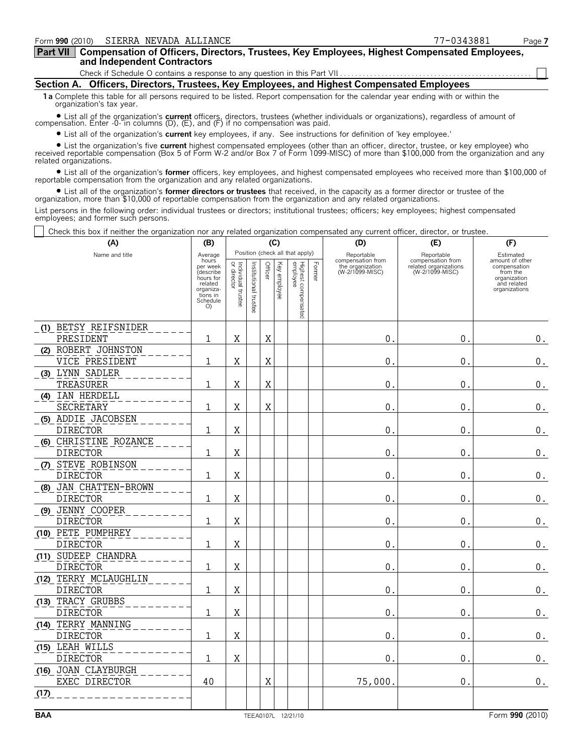Form **990** (2010) SIERRA NEVADA ALLIANCE 77-0343881 Page **7**

## Part VII Compensation of Officers, Directors, Trustees, Key Employees, Highest Compensated Employees, and Independent Contractors

Check if Schedule O contains a response to any question in this Part VII . . . . . . . . . . . . . . . . . . . . . . . . . . . . . . . . . . . . . . . . . . . . . . . . . . . ☐

### Section A. Officers, Directors, Trustees, Key Employees, and Highest Compensated Employees

**1a** Complete this table for all persons required to be listed. Report compensation for the calendar year ending with or within the organization's tax year.

- List all of the organization's **current** officers, directors, trustees (whether individuals or organizations), regardless of amount of compensation. Enter -0- in columns (D), (E), and (F) if no compensation was paid.
- List all of the organization's **current** key employees, if any. See instructions for definition of 'key employee.'
- List the organization's five **current** highest compensated employees (other than an officer, director, trustee, or key employee) who received reportable compensation (Box 5 of Form W-2 and/or Box 7 of Form 1099-MISC) of more than $100,000 from the organization and any related organizations.
- List all of the organization's **former** officers, key employees, and highest compensated employees who received more than $100,000 of reportable compensation from the organization and any related organizations.
- List all of the organization's **former directors or trustees** that received, in the capacity as a former director or trustee of the organization, more than $10,000 of reportable compensation from the organization and any related organizations.

List persons in the following order: individual trustees or directors; institutional trustees; officers; key employees; highest compensated employees; and former such persons.

☐ Check this box if neither the organization nor any related organization compensated any current officer, director, or trustee.

| (A) Name and title | (B) Average hours per week (describe hours for related organizations in Schedule O) | (C) Individual trustee or director | Institutional trustee | Officer | Key employee | Highest compensated employee | Former | (D) Reportable compensation from the organization (W-2/1099-MISC) | (E) Reportable compensation from related organizations (W-2/1099-MISC) | (F) Estimated amount of other compensation from the organization and related organizations |
|---|---|---|---|---|---|---|---|---|---|---|
| (1) BETSY REIFSNIDER<br>PRESIDENT | 1 | X | | X | | | | 0. | 0. | 0. |
| (2) ROBERT JOHNSTON<br>VICE PRESIDENT | 1 | X | | X | | | | 0. | 0. | 0. |
| (3) LYNN SADLER<br>TREASURER | 1 | X | | X | | | | 0. | 0. | 0. |
| (4) IAN HERDELL<br>SECRETARY | 1 | X | | X | | | | 0. | 0. | 0. |
| (5) ADDIE JACOBSEN<br>DIRECTOR | 1 | X | | | | | | 0. | 0. | 0. |
| (6) CHRISTINE ROZANCE<br>DIRECTOR | 1 | X | | | | | | 0. | 0. | 0. |
| (7) STEVE ROBINSON<br>DIRECTOR | 1 | X | | | | | | 0. | 0. | 0. |
| (8) JAN CHATTEN-BROWN<br>DIRECTOR | 1 | X | | | | | | 0. | 0. | 0. |
| (9) JENNY COOPER<br>DIRECTOR | 1 | X | | | | | | 0. | 0. | 0. |
| (10) PETE PUMPHREY<br>DIRECTOR | 1 | X | | | | | | 0. | 0. | 0. |
| (11) SUDEEP CHANDRA<br>DIRECTOR | 1 | X | | | | | | 0. | 0. | 0. |
| (12) TERRY MCLAUGHLIN<br>DIRECTOR | 1 | X | | | | | | 0. | 0. | 0. |
| (13) TRACY GRUBBS<br>DIRECTOR | 1 | X | | | | | | 0. | 0. | 0. |
| (14) TERRY MANNING<br>DIRECTOR | 1 | X | | | | | | 0. | 0. | 0. |
| (15) LEAH WILLS<br>DIRECTOR | 1 | X | | | | | | 0. | 0. | 0. |
| (16) JOAN CLAYBURGH<br>EXEC DIRECTOR | 40 | | | X | | | | 75,000. | 0. | 0. |
| (17) | | | | | | | | | | |

BAA TEEA0107L 12/21/10 Form **990** (2010)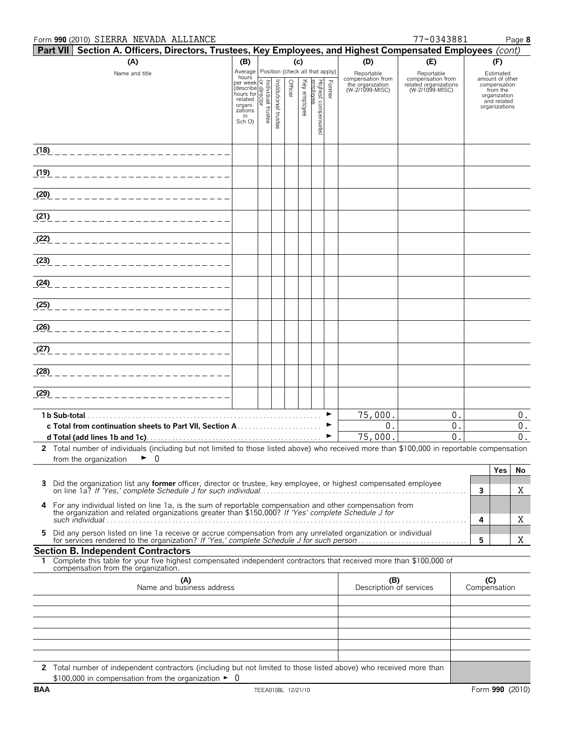Form **990** (2010) SIERRA NEVADA ALLIANCE 77-0343881 Page **8**

**Part VII Section A. Officers, Directors, Trustees, Key Employees, and Highest Compensated Employees** *(cont)*

| (A) Name and title | (B) Average hours per week (describe hours for related organizations in Sch O) | (C) Position (check all that apply): Individual trustee or director | Institutional trustee | Officer | Key employee | Highest compensated employee | Former | (D) Reportable compensation from the organization (W-2/1099-MISC) | (E) Reportable compensation from related organizations (W-2/1099-MISC) | (F) Estimated amount of other compensation from the organization and related organizations |
|---|---|---|---|---|---|---|---|---|---|---|
| (18) | | | | | | | | | | |
| (19) | | | | | | | | | | |
| (20) | | | | | | | | | | |
| (21) | | | | | | | | | | |
| (22) | | | | | | | | | | |
| (23) | | | | | | | | | | |
| (24) | | | | | | | | | | |
| (25) | | | | | | | | | | |
| (26) | | | | | | | | | | |
| (27) | | | | | | | | | | |
| (28) | | | | | | | | | | |
| (29) | | | | | | | | | | |
| **1b Sub-total** | | | | | | | | 75,000. | 0. | 0. |
| **c Total from continuation sheets to Part VII, Section A** | | | | | | | | 0. | 0. | 0. |
| **d Total (add lines 1b and 1c)** | | | | | | | | 75,000. | 0. | 0. |

**2** Total number of individuals (including but not limited to those listed above) who received more than $100,000 in reportable compensation from the organization ► 0

| | | Yes | No |
|---|---|---|---|
| **3** Did the organization list any **former** officer, director or trustee, key employee, or highest compensated employee on line 1a? *If 'Yes,' complete Schedule J for such individual* | 3 | | X |
| **4** For any individual listed on line 1a, is the sum of reportable compensation and other compensation from the organization and related organizations greater than $150,000? *If 'Yes' complete Schedule J for such individual* | 4 | | X |
| **5** Did any person listed on line 1a receive or accrue compensation from any unrelated organization or individual for services rendered to the organization? *If 'Yes,' complete Schedule J for such person* | 5 | | X |

**Section B. Independent Contractors**

**1** Complete this table for your five highest compensated independent contractors that received more than $100,000 of compensation from the organization.

| (A) Name and business address | (B) Description of services | (C) Compensation |
|---|---|---|
| | | |
| | | |
| | | |
| | | |
| | | |

**2** Total number of independent contractors (including but not limited to those listed above) who received more than $100,000 in compensation from the organization ► 0

BAA TEEA0108L 12/21/10 Form **990** (2010)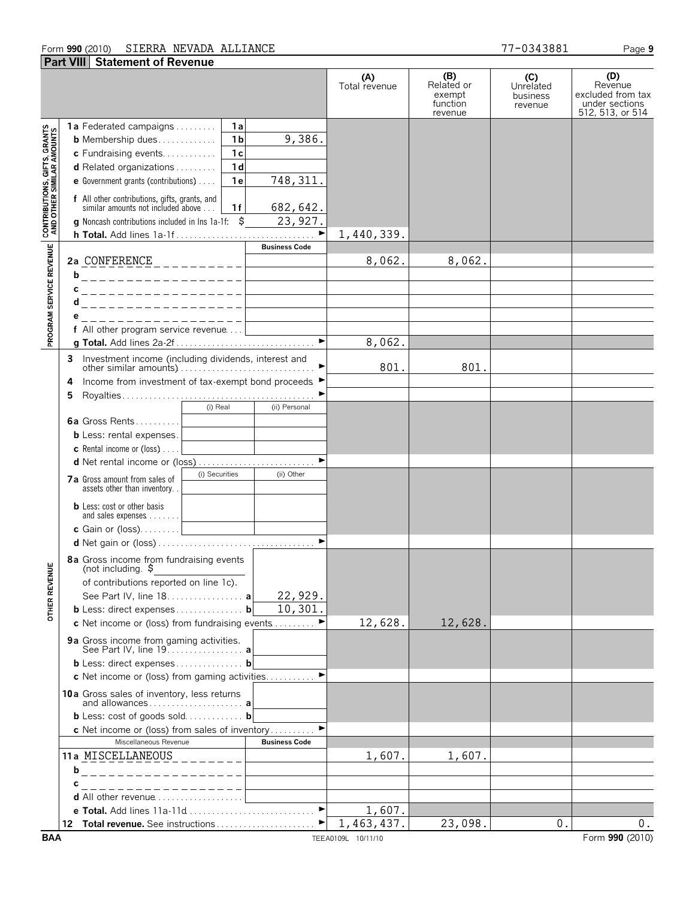Form **990** (2010) SIERRA NEVADA ALLIANCE 77-0343881

## Part VIII Statement of Revenue

| | | | (A) Total revenue | (B) Related or exempt function revenue | (C) Unrelated business revenue | (D) Revenue excluded from tax under sections 512, 513, or 514 |
|---|---|---|---|---|---|---|
| **CONTRIBUTIONS, GIFTS, GRANTS AND OTHER SIMILAR AMOUNTS** | **1a** Federated campaigns . . . 1a | | | | | |
| | **b** Membership dues . . . 1b | 9,386. | | | | |
| | **c** Fundraising events . . . 1c | | | | | |
| | **d** Related organizations . . . 1d | | | | | |
| | **e** Government grants (contributions) . . . 1e | 748,311. | | | | |
| | **f** All other contributions, gifts, grants, and similar amounts not included above . . . 1f | 682,642. | | | | |
| | **g** Noncash contributions included in lns 1a-1f: $ 23,927. | | | | | |
| | **h Total.** Add lines 1a-1f . . . ► | | 1,440,339. | | | |
| **PROGRAM SERVICE REVENUE** | | **Business Code** | | | | |
| | **2a** CONFERENCE | | 8,062. | 8,062. | | |
| | **b** | | | | | |
| | **c** | | | | | |
| | **d** | | | | | |
| | **e** | | | | | |
| | **f** All other program service revenue . . . | | | | | |
| | **g Total.** Add lines 2a-2f . . . ► | | 8,062. | | | |
| **OTHER REVENUE** | **3** Investment income (including dividends, interest and other similar amounts) . . . ► | | 801. | 801. | | |
| | **4** Income from investment of tax-exempt bond proceeds ► | | | | | |
| | **5** Royalties . . . ► | | | | | |
| | **6a** Gross Rents . . . (i) Real / (ii) Personal | | | | | |
| | **b** Less: rental expenses . . . | | | | | |
| | **c** Rental income or (loss) . . . | | | | | |
| | **d** Net rental income or (loss) . . . ► | | | | | |
| | **7a** Gross amount from sales of assets other than inventory . . . (i) Securities / (ii) Other | | | | | |
| | **b** Less: cost or other basis and sales expenses . . . | | | | | |
| | **c** Gain or (loss) . . . | | | | | |
| | **d** Net gain or (loss) . . . ► | | | | | |
| | **8a** Gross income from fundraising events (not including $ of contributions reported on line 1c). See Part IV, line 18 . . . a | 22,929. | | | | |
| | **b** Less: direct expenses . . . b | 10,301. | | | | |
| | **c** Net income or (loss) from fundraising events . . . ► | | 12,628. | 12,628. | | |
| | **9a** Gross income from gaming activities. See Part IV, line 19 . . . a | | | | | |
| | **b** Less: direct expenses . . . b | | | | | |
| | **c** Net income or (loss) from gaming activities . . . ► | | | | | |
| | **10a** Gross sales of inventory, less returns and allowances . . . a | | | | | |
| | **b** Less: cost of goods sold . . . b | | | | | |
| | **c** Net income or (loss) from sales of inventory . . . ► | | | | | |
| | Miscellaneous Revenue | **Business Code** | | | | |
| | **11a** MISCELLANEOUS | | 1,607. | 1,607. | | |
| | **b** | | | | | |
| | **c** | | | | | |
| | **d** All other revenue . . . | | | | | |
| | **e Total.** Add lines 11a-11d . . . ► | | 1,607. | | | |
| | **12 Total revenue.** See instructions . . . ► | | 1,463,437. | 23,098. | 0. | 0. |

BAA TEEA0109L 10/11/10 Form **990** (2010)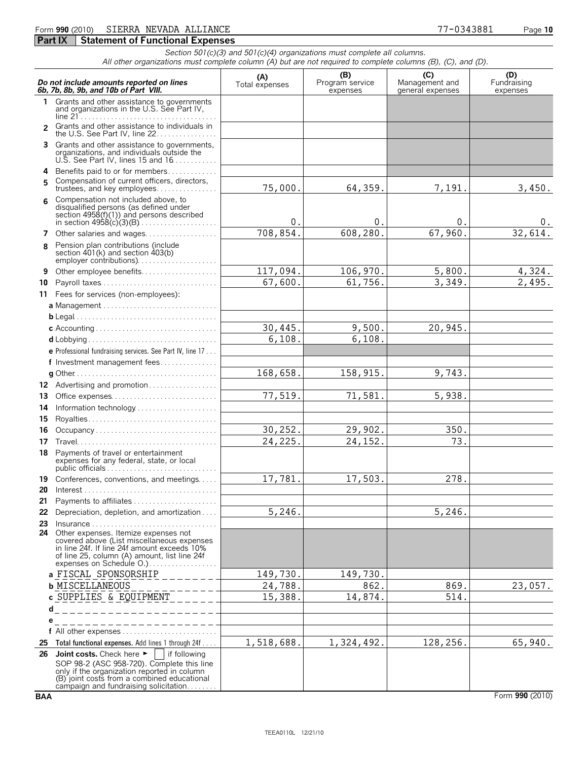Form **990** (2010) SIERRA NEVADA ALLIANCE 77-0343881

## Part IX Statement of Functional Expenses

*Section 501(c)(3) and 501(c)(4) organizations must complete all columns.*
*All other organizations must complete column (A) but are not required to complete columns (B), (C), and (D).*

| *Do not include amounts reported on lines 6b, 7b, 8b, 9b, and 10b of Part VIII.* | (A) Total expenses | (B) Program service expenses | (C) Management and general expenses | (D) Fundraising expenses |
|---|---|---|---|---|
| **1** Grants and other assistance to governments and organizations in the U.S. See Part IV, line 21 | | | | |
| **2** Grants and other assistance to individuals in the U.S. See Part IV, line 22 | | | | |
| **3** Grants and other assistance to governments, organizations, and individuals outside the U.S. See Part IV, lines 15 and 16 | | | | |
| **4** Benefits paid to or for members | | | | |
| **5** Compensation of current officers, directors, trustees, and key employees | 75,000. | 64,359. | 7,191. | 3,450. |
| **6** Compensation not included above, to disqualified persons (as defined under section 4958(f)(1)) and persons described in section 4958(c)(3)(B) | 0. | 0. | 0. | 0. |
| **7** Other salaries and wages | 708,854. | 608,280. | 67,960. | 32,614. |
| **8** Pension plan contributions (include section 401(k) and section 403(b) employer contributions) | | | | |
| **9** Other employee benefits | 117,094. | 106,970. | 5,800. | 4,324. |
| **10** Payroll taxes | 67,600. | 61,756. | 3,349. | 2,495. |
| **11** Fees for services (non-employees): | | | | |
| **a** Management | | | | |
| **b** Legal | | | | |
| **c** Accounting | 30,445. | 9,500. | 20,945. | |
| **d** Lobbying | 6,108. | 6,108. | | |
| **e** Professional fundraising services. See Part IV, line 17 | | | | |
| **f** Investment management fees | | | | |
| **g** Other | 168,658. | 158,915. | 9,743. | |
| **12** Advertising and promotion | | | | |
| **13** Office expenses | 77,519. | 71,581. | 5,938. | |
| **14** Information technology | | | | |
| **15** Royalties | | | | |
| **16** Occupancy | 30,252. | 29,902. | 350. | |
| **17** Travel | 24,225. | 24,152. | 73. | |
| **18** Payments of travel or entertainment expenses for any federal, state, or local public officials | | | | |
| **19** Conferences, conventions, and meetings | 17,781. | 17,503. | 278. | |
| **20** Interest | | | | |
| **21** Payments to affiliates | | | | |
| **22** Depreciation, depletion, and amortization | 5,246. | | 5,246. | |
| **23** Insurance | | | | |
| **24** Other expenses. Itemize expenses not covered above (List miscellaneous expenses in line 24f. If line 24f amount exceeds 10% of line 25, column (A) amount, list line 24f expenses on Schedule O.) | | | | |
| **a** FISCAL SPONSORSHIP | 149,730. | 149,730. | | |
| **b** MISCELLANEOUS | 24,788. | 862. | 869. | 23,057. |
| **c** SUPPLIES & EQUIPMENT | 15,388. | 14,874. | 514. | |
| **d** | | | | |
| **e** | | | | |
| **f** All other expenses | | | | |
| **25 Total functional expenses.** Add lines 1 through 24f | 1,518,688. | 1,324,492. | 128,256. | 65,940. |
| **26 Joint costs.** Check here ► [ ] if following SOP 98-2 (ASC 958-720). Complete this line only if the organization reported in column (B) joint costs from a combined educational campaign and fundraising solicitation | | | | |

BAA Form **990** (2010)

TEEA0110L 12/21/10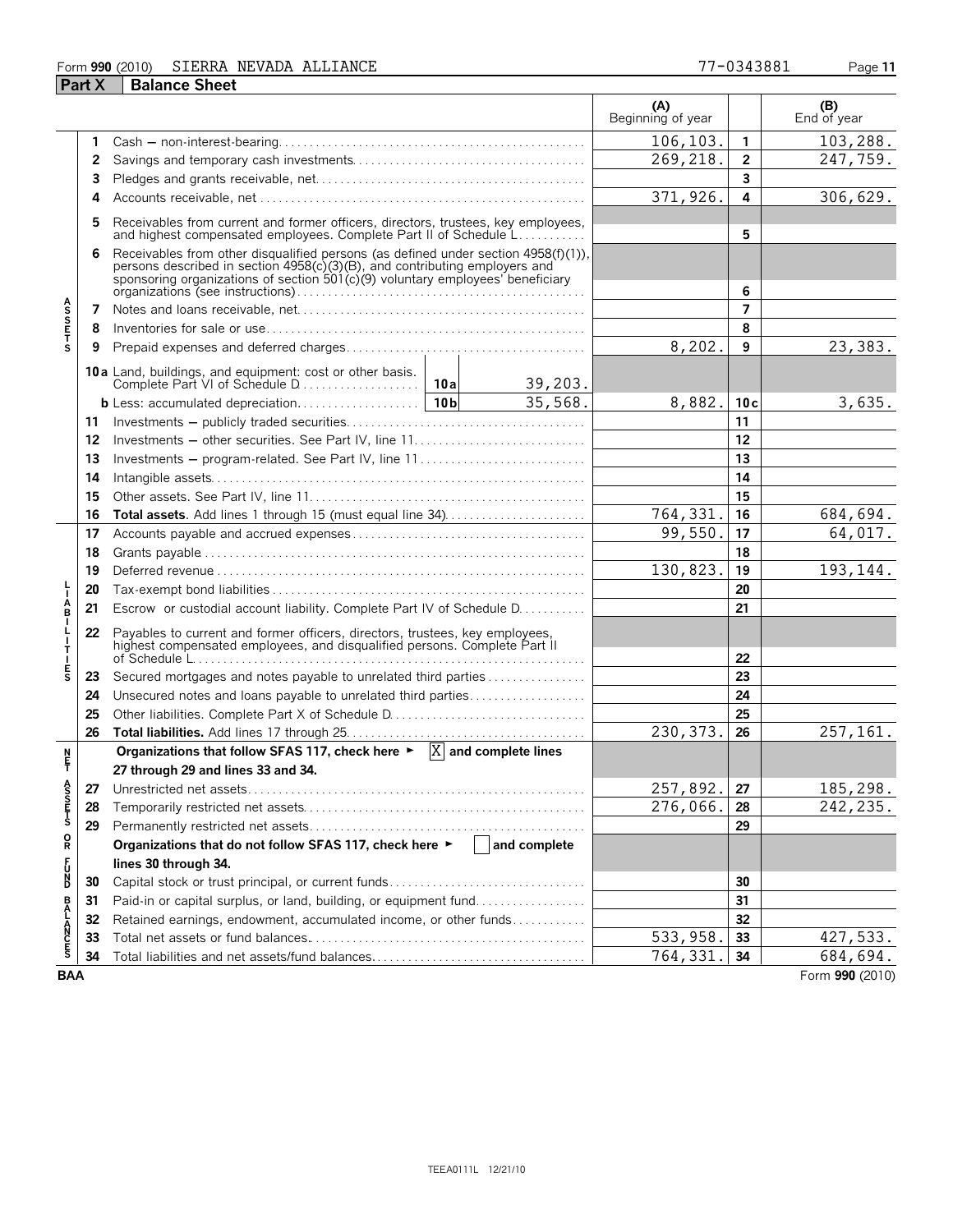Form **990** (2010) SIERRA NEVADA ALLIANCE 77-0343881

## Part X Balance Sheet

| | | | (A) Beginning of year | | (B) End of year |
|---|---|---|---|---|---|
| **ASSETS** | 1 | Cash — non-interest-bearing | 106,103. | 1 | 103,288. |
| | 2 | Savings and temporary cash investments | 269,218. | 2 | 247,759. |
| | 3 | Pledges and grants receivable, net | | 3 | |
| | 4 | Accounts receivable, net | 371,926. | 4 | 306,629. |
| | 5 | Receivables from current and former officers, directors, trustees, key employees, and highest compensated employees. Complete Part II of Schedule L | | 5 | |
| | 6 | Receivables from other disqualified persons (as defined under section 4958(f)(1)), persons described in section 4958(c)(3)(B), and contributing employers and sponsoring organizations of section 501(c)(9) voluntary employees' beneficiary organizations (see instructions) | | 6 | |
| | 7 | Notes and loans receivable, net | | 7 | |
| | 8 | Inventories for sale or use | | 8 | |
| | 9 | Prepaid expenses and deferred charges | 8,202. | 9 | 23,383. |
| | 10a | Land, buildings, and equipment: cost or other basis. Complete Part VI of Schedule D — 10a: 39,203. | | | |
| | b | Less: accumulated depreciation — 10b: 35,568. | 8,882. | 10c | 3,635. |
| | 11 | Investments — publicly traded securities | | 11 | |
| | 12 | Investments — other securities. See Part IV, line 11 | | 12 | |
| | 13 | Investments — program-related. See Part IV, line 11 | | 13 | |
| | 14 | Intangible assets | | 14 | |
| | 15 | Other assets. See Part IV, line 11 | | 15 | |
| | 16 | **Total assets.** Add lines 1 through 15 (must equal line 34) | 764,331. | 16 | 684,694. |
| **LIABILITIES** | 17 | Accounts payable and accrued expenses | 99,550. | 17 | 64,017. |
| | 18 | Grants payable | | 18 | |
| | 19 | Deferred revenue | 130,823. | 19 | 193,144. |
| | 20 | Tax-exempt bond liabilities | | 20 | |
| | 21 | Escrow or custodial account liability. Complete Part IV of Schedule D | | 21 | |
| | 22 | Payables to current and former officers, directors, trustees, key employees, highest compensated employees, and disqualified persons. Complete Part II of Schedule L | | 22 | |
| | 23 | Secured mortgages and notes payable to unrelated third parties | | 23 | |
| | 24 | Unsecured notes and loans payable to unrelated third parties | | 24 | |
| | 25 | Other liabilities. Complete Part X of Schedule D | | 25 | |
| | 26 | **Total liabilities.** Add lines 17 through 25 | 230,373. | 26 | 257,161. |
| **NET ASSETS OR FUND BALANCES** | | **Organizations that follow SFAS 117, check here ► [X] and complete lines 27 through 29 and lines 33 and 34.** | | | |
| | 27 | Unrestricted net assets | 257,892. | 27 | 185,298. |
| | 28 | Temporarily restricted net assets | 276,066. | 28 | 242,235. |
| | 29 | Permanently restricted net assets | | 29 | |
| | | **Organizations that do not follow SFAS 117, check here ► [ ] and complete lines 30 through 34.** | | | |
| | 30 | Capital stock or trust principal, or current funds | | 30 | |
| | 31 | Paid-in or capital surplus, or land, building, or equipment fund | | 31 | |
| | 32 | Retained earnings, endowment, accumulated income, or other funds | | 32 | |
| | 33 | Total net assets or fund balances | 533,958. | 33 | 427,533. |
| | 34 | Total liabilities and net assets/fund balances | 764,331. | 34 | 684,694. |

BAA Form **990** (2010)

TEEA0111L 12/21/10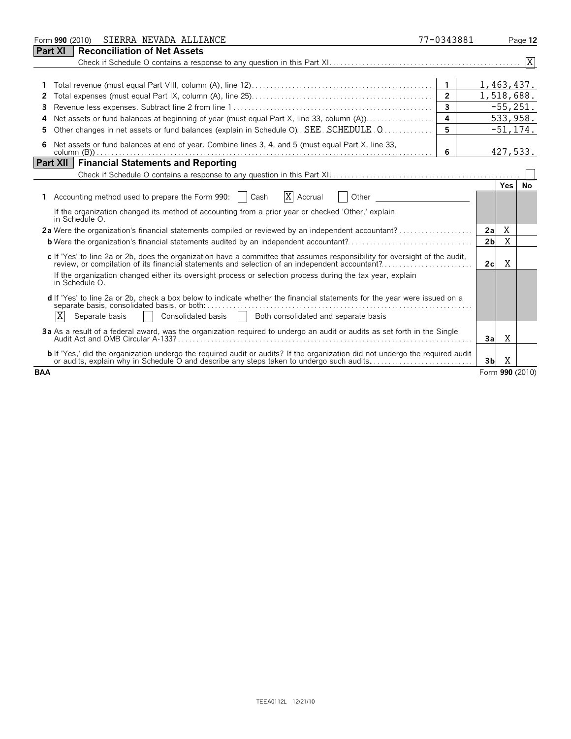Form **990** (2010) SIERRA NEVADA ALLIANCE 77-0343881 Page **12**

## Part XI Reconciliation of Net Assets

Check if Schedule O contains a response to any question in this Part XI . . . . . [X]

| | | | |
|---|---|---|---|
| **1** | Total revenue (must equal Part VIII, column (A), line 12) | 1 | 1,463,437. |
| **2** | Total expenses (must equal Part IX, column (A), line 25) | 2 | 1,518,688. |
| **3** | Revenue less expenses. Subtract line 2 from line 1 | 3 | -55,251. |
| **4** | Net assets or fund balances at beginning of year (must equal Part X, line 33, column (A)) | 4 | 533,958. |
| **5** | Other changes in net assets or fund balances (explain in Schedule O) SEE SCHEDULE O | 5 | -51,174. |
| **6** | Net assets or fund balances at end of year. Combine lines 3, 4, and 5 (must equal Part X, line 33, column (B)) | 6 | 427,533. |

## Part XII Financial Statements and Reporting

Check if Schedule O contains a response to any question in this Part XII . . . . . [ ]

| | | | Yes | No |
|---|---|---|---|---|
| **1** | Accounting method used to prepare the Form 990: [ ] Cash [X] Accrual [ ] Other ________ | | | |
| | If the organization changed its method of accounting from a prior year or checked 'Other,' explain in Schedule O. | | | |
| **2a** | Were the organization's financial statements compiled or reviewed by an independent accountant? | 2a | X | |
| **b** | Were the organization's financial statements audited by an independent accountant? | 2b | X | |
| **c** | If 'Yes' to line 2a or 2b, does the organization have a committee that assumes responsibility for oversight of the audit, review, or compilation of its financial statements and selection of an independent accountant? | 2c | X | |
| | If the organization changed either its oversight process or selection process during the tax year, explain in Schedule O. | | | |
| **d** | If 'Yes' to line 2a or 2b, check a box below to indicate whether the financial statements for the year were issued on a separate basis, consolidated basis, or both: [X] Separate basis [ ] Consolidated basis [ ] Both consolidated and separate basis | | | |
| **3a** | As a result of a federal award, was the organization required to undergo an audit or audits as set forth in the Single Audit Act and OMB Circular A-133? | 3a | X | |
| **b** | If 'Yes,' did the organization undergo the required audit or audits? If the organization did not undergo the required audit or audits, explain why in Schedule O and describe any steps taken to undergo such audits. | 3b | X | |

BAA Form **990** (2010)

TEEA0112L 12/21/10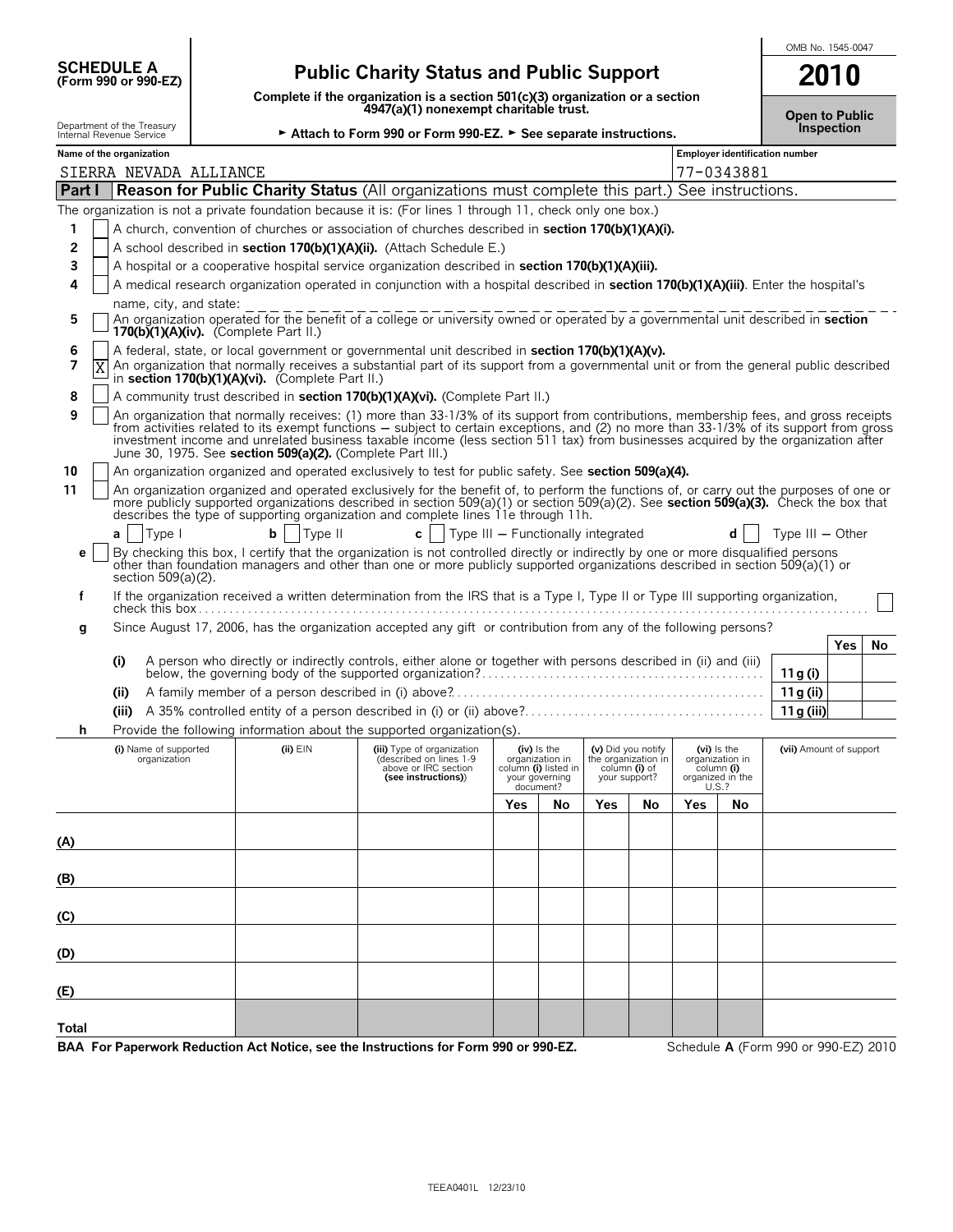**SCHEDULE A**
**(Form 990 or 990-EZ)**

Department of the Treasury
Internal Revenue Service

# Public Charity Status and Public Support

**Complete if the organization is a section 501(c)(3) organization or a section 4947(a)(1) nonexempt charitable trust.**

► **Attach to Form 990 or Form 990-EZ.** ► **See separate instructions.**

OMB No. 1545-0047

**2010**

**Open to Public Inspection**

| Name of the organization | Employer identification number |
|---|---|
| SIERRA NEVADA ALLIANCE | 77-0343881 |

## Part I Reason for Public Charity Status (All organizations must complete this part.) See instructions.

The organization is not a private foundation because it is: (For lines 1 through 11, check only one box.)

1. [ ] A church, convention of churches or association of churches described in **section 170(b)(1)(A)(i).**
2. [ ] A school described in **section 170(b)(1)(A)(ii).** (Attach Schedule E.)
3. [ ] A hospital or a cooperative hospital service organization described in **section 170(b)(1)(A)(iii).**
4. [ ] A medical research organization operated in conjunction with a hospital described in **section 170(b)(1)(A)(iii)**. Enter the hospital's name, city, and state:
5. [ ] An organization operated for the benefit of a college or university owned or operated by a governmental unit described in **section 170(b)(1)(A)(iv).** (Complete Part II.)
6. [ ] A federal, state, or local government or governmental unit described in **section 170(b)(1)(A)(v).**
7. [X] An organization that normally receives a substantial part of its support from a governmental unit or from the general public described in **section 170(b)(1)(A)(vi).** (Complete Part II.)
8. [ ] A community trust described in **section 170(b)(1)(A)(vi).** (Complete Part II.)
9. [ ] An organization that normally receives: (1) more than 33-1/3% of its support from contributions, membership fees, and gross receipts from activities related to its exempt functions — subject to certain exceptions, and (2) no more than 33-1/3% of its support from gross investment income and unrelated business taxable income (less section 511 tax) from businesses acquired by the organization after June 30, 1975. See **section 509(a)(2).** (Complete Part III.)
10. [ ] An organization organized and operated exclusively to test for public safety. See **section 509(a)(4).**
11. [ ] An organization organized and operated exclusively for the benefit of, to perform the functions of, or carry out the purposes of one or more publicly supported organizations described in section 509(a)(1) or section 509(a)(2). See **section 509(a)(3).** Check the box that describes the type of supporting organization and complete lines 11e through 11h.

   **a** [ ] Type I **b** [ ] Type II **c** [ ] Type III — Functionally integrated **d** [ ] Type III — Other

   **e** [ ] By checking this box, I certify that the organization is not controlled directly or indirectly by one or more disqualified persons other than foundation managers and other than one or more publicly supported organizations described in section 509(a)(1) or section 509(a)(2).

   **f** If the organization received a written determination from the IRS that is a Type I, Type II or Type III supporting organization, check this box [ ]

   **g** Since August 17, 2006, has the organization accepted any gift or contribution from any of the following persons?

| | | | Yes | No |
|---|---|---|---|---|
| **(i)** | A person who directly or indirectly controls, either alone or together with persons described in (ii) and (iii) below, the governing body of the supported organization? | **11g (i)** | | |
| **(ii)** | A family member of a person described in (i) above? | **11g (ii)** | | |
| **(iii)** | A 35% controlled entity of a person described in (i) or (ii) above? | **11g (iii)** | | |

   **h** Provide the following information about the supported organization(s).

| | (i) Name of supported organization | (ii) EIN | (iii) Type of organization (described on lines 1-9 above or IRC section (see instructions)) | (iv) Is the organization in column (i) listed in your governing document? Yes | No | (v) Did you notify the organization in column (i) of your support? Yes | No | (vi) Is the organization in column (i) organized in the U.S.? Yes | No | (vii) Amount of support |
|---|---|---|---|---|---|---|---|---|---|---|
| (A) | | | | | | | | | | |
| (B) | | | | | | | | | | |
| (C) | | | | | | | | | | |
| (D) | | | | | | | | | | |
| (E) | | | | | | | | | | |
| Total | | | | | | | | | | |

**BAA For Paperwork Reduction Act Notice, see the Instructions for Form 990 or 990-EZ.** Schedule **A** (Form 990 or 990-EZ) 2010

TEEA0401L 12/23/10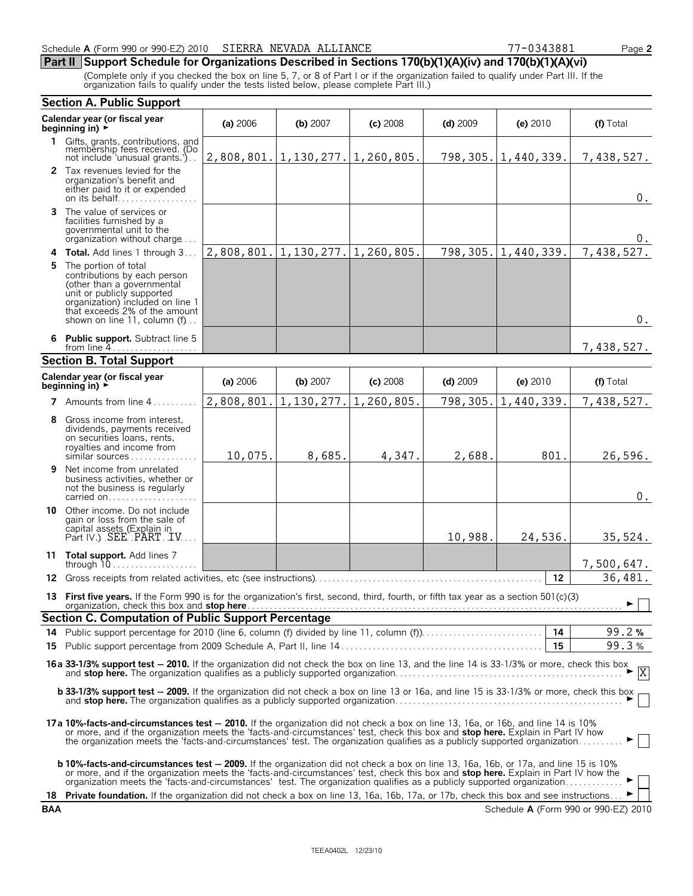Schedule **A** (Form 990 or 990-EZ) 2010 SIERRA NEVADA ALLIANCE 77-0343881 Page **2**

## Part II Support Schedule for Organizations Described in Sections 170(b)(1)(A)(iv) and 170(b)(1)(A)(vi)

(Complete only if you checked the box on line 5, 7, or 8 of Part I or if the organization failed to qualify under Part III. If the organization fails to qualify under the tests listed below, please complete Part III.)

### Section A. Public Support

| Calendar year (or fiscal year beginning in) ► | (a) 2006 | (b) 2007 | (c) 2008 | (d) 2009 | (e) 2010 | (f) Total |
|---|---|---|---|---|---|---|
| 1 Gifts, grants, contributions, and membership fees received. (Do not include 'unusual grants.') | 2,808,801. | 1,130,277. | 1,260,805. | 798,305. | 1,440,339. | 7,438,527. |
| 2 Tax revenues levied for the organization's benefit and either paid to it or expended on its behalf | | | | | | 0. |
| 3 The value of services or facilities furnished by a governmental unit to the organization without charge | | | | | | 0. |
| 4 **Total.** Add lines 1 through 3 | 2,808,801. | 1,130,277. | 1,260,805. | 798,305. | 1,440,339. | 7,438,527. |
| 5 The portion of total contributions by each person (other than a governmental unit or publicly supported organization) included on line 1 that exceeds 2% of the amount shown on line 11, column (f) | | | | | | 0. |
| 6 **Public support.** Subtract line 5 from line 4 | | | | | | 7,438,527. |

### Section B. Total Support

| Calendar year (or fiscal year beginning in) ► | (a) 2006 | (b) 2007 | (c) 2008 | (d) 2009 | (e) 2010 | (f) Total |
|---|---|---|---|---|---|---|
| 7 Amounts from line 4 | 2,808,801. | 1,130,277. | 1,260,805. | 798,305. | 1,440,339. | 7,438,527. |
| 8 Gross income from interest, dividends, payments received on securities loans, rents, royalties and income from similar sources | 10,075. | 8,685. | 4,347. | 2,688. | 801. | 26,596. |
| 9 Net income from unrelated business activities, whether or not the business is regularly carried on | | | | | | 0. |
| 10 Other income. Do not include gain or loss from the sale of capital assets (Explain in Part IV.) SEE PART IV | | | | 10,988. | 24,536. | 35,524. |
| 11 **Total support.** Add lines 7 through 10 | | | | | | 7,500,647. |

12 Gross receipts from related activities, etc (see instructions) — **12** — 36,481.

13 **First five years.** If the Form 990 is for the organization's first, second, third, fourth, or fifth tax year as a section 501(c)(3) organization, check this box and **stop here** ► ☐

### Section C. Computation of Public Support Percentage

14 Public support percentage for 2010 (line 6, column (f) divided by line 11, column (f)) — **14** — 99.2 %

15 Public support percentage from 2009 Schedule A, Part II, line 14 — **15** — 99.3 %

**16a 33-1/3% support test — 2010.** If the organization did not check the box on line 13, and the line 14 is 33-1/3% or more, check this box and **stop here.** The organization qualifies as a publicly supported organization ► ☒

**b 33-1/3% support test — 2009.** If the organization did not check a box on line 13 or 16a, and line 15 is 33-1/3% or more, check this box and **stop here.** The organization qualifies as a publicly supported organization ► ☐

**17a 10%-facts-and-circumstances test — 2010.** If the organization did not check a box on line 13, 16a, or 16b, and line 14 is 10% or more, and if the organization meets the 'facts-and-circumstances' test, check this box and **stop here.** Explain in Part IV how the organization meets the 'facts-and-circumstances' test. The organization qualifies as a publicly supported organization ► ☐

**b 10%-facts-and-circumstances test — 2009.** If the organization did not check a box on line 13, 16a, 16b, or 17a, and line 15 is 10% or more, and if the organization meets the 'facts-and-circumstances' test, check this box and **stop here.** Explain in Part IV how the organization meets the 'facts-and-circumstances' test. The organization qualifies as a publicly supported organization ► ☐

18 **Private foundation.** If the organization did not check a box on line 13, 16a, 16b, 17a, or 17b, check this box and see instructions ► ☐

**BAA** Schedule **A** (Form 990 or 990-EZ) 2010

TEEA0402L 12/23/10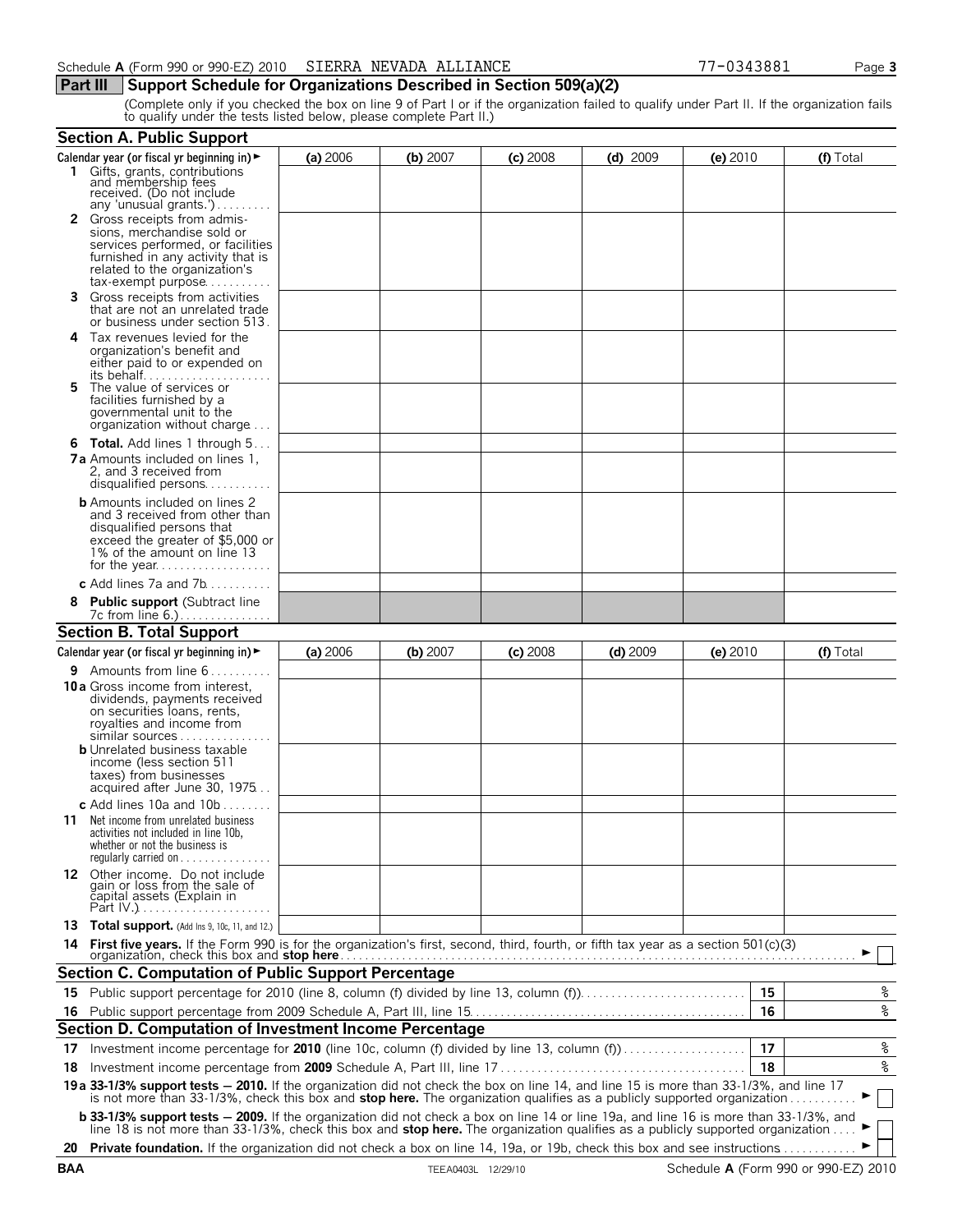Schedule **A** (Form 990 or 990-EZ) 2010 SIERRA NEVADA ALLIANCE 77-0343881 Page **3**

## Part III Support Schedule for Organizations Described in Section 509(a)(2)

(Complete only if you checked the box on line 9 of Part I or if the organization failed to qualify under Part II. If the organization fails to qualify under the tests listed below, please complete Part II.)

### Section A. Public Support

| Calendar year (or fiscal yr beginning in) ► | (a) 2006 | (b) 2007 | (c) 2008 | (d) 2009 | (e) 2010 | (f) Total |
|---|---|---|---|---|---|---|
| **1** Gifts, grants, contributions and membership fees received. (Do not include any 'unusual grants.') | | | | | | |
| **2** Gross receipts from admissions, merchandise sold or services performed, or facilities furnished in any activity that is related to the organization's tax-exempt purpose | | | | | | |
| **3** Gross receipts from activities that are not an unrelated trade or business under section 513 | | | | | | |
| **4** Tax revenues levied for the organization's benefit and either paid to or expended on its behalf | | | | | | |
| **5** The value of services or facilities furnished by a governmental unit to the organization without charge | | | | | | |
| **6 Total.** Add lines 1 through 5 | | | | | | |
| **7a** Amounts included on lines 1, 2, and 3 received from disqualified persons | | | | | | |
| **b** Amounts included on lines 2 and 3 received from other than disqualified persons that exceed the greater of $5,000 or 1% of the amount on line 13 for the year | | | | | | |
| **c** Add lines 7a and 7b | | | | | | |
| **8 Public support** (Subtract line 7c from line 6.) | | | | | | |

### Section B. Total Support

| Calendar year (or fiscal yr beginning in) ► | (a) 2006 | (b) 2007 | (c) 2008 | (d) 2009 | (e) 2010 | (f) Total |
|---|---|---|---|---|---|---|
| **9** Amounts from line 6 | | | | | | |
| **10a** Gross income from interest, dividends, payments received on securities loans, rents, royalties and income from similar sources | | | | | | |
| **b** Unrelated business taxable income (less section 511 taxes) from businesses acquired after June 30, 1975 | | | | | | |
| **c** Add lines 10a and 10b | | | | | | |
| **11** Net income from unrelated business activities not included in line 10b, whether or not the business is regularly carried on | | | | | | |
| **12** Other income. Do not include gain or loss from the sale of capital assets (Explain in Part IV.) | | | | | | |
| **13 Total support.** (Add lns 9, 10c, 11, and 12.) | | | | | | |

**14 First five years.** If the Form 990 is for the organization's first, second, third, fourth, or fifth tax year as a section 501(c)(3) organization, check this box and **stop here** ► ☐

### Section C. Computation of Public Support Percentage

| | | | |
|---|---|---|---|
| **15** | Public support percentage for 2010 (line 8, column (f) divided by line 13, column (f)) | **15** | % |
| **16** | Public support percentage from 2009 Schedule A, Part III, line 15 | **16** | % |

### Section D. Computation of Investment Income Percentage

| | | | |
|---|---|---|---|
| **17** | Investment income percentage for **2010** (line 10c, column (f) divided by line 13, column (f)) | **17** | % |
| **18** | Investment income percentage from **2009** Schedule A, Part III, line 17 | **18** | % |

**19a 33-1/3% support tests — 2010.** If the organization did not check the box on line 14, and line 15 is more than 33-1/3%, and line 17 is not more than 33-1/3%, check this box and **stop here.** The organization qualifies as a publicly supported organization ► ☐

**b 33-1/3% support tests — 2009.** If the organization did not check a box on line 14 or line 19a, and line 16 is more than 33-1/3%, and line 18 is not more than 33-1/3%, check this box and **stop here.** The organization qualifies as a publicly supported organization ► ☐

**20 Private foundation.** If the organization did not check a box on line 14, 19a, or 19b, check this box and see instructions ► ☐

**BAA** TEEA0403L 12/29/10 Schedule **A** (Form 990 or 990-EZ) 2010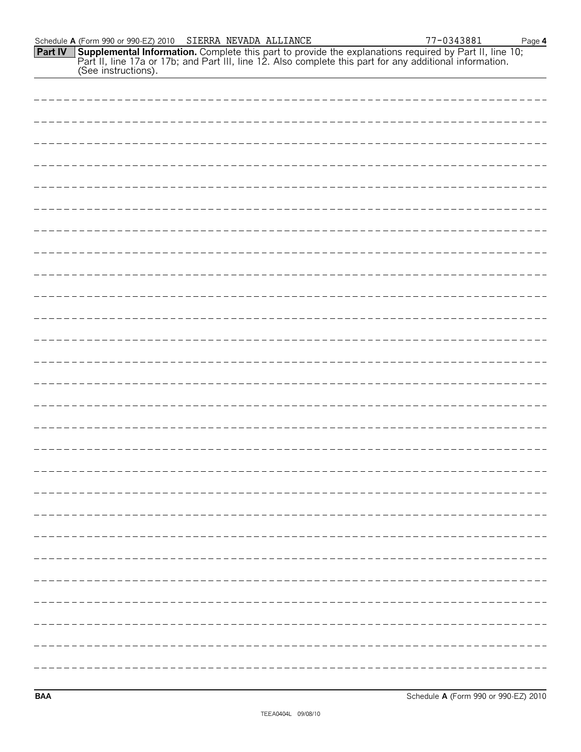Schedule **A** (Form 990 or 990-EZ) 2010 SIERRA NEVADA ALLIANCE 77-0343881 Page **4**

**Part IV** **Supplemental Information.** Complete this part to provide the explanations required by Part II, line 10; Part II, line 17a or 17b; and Part III, line 12. Also complete this part for any additional information. (See instructions).

**BAA** Schedule **A** (Form 990 or 990-EZ) 2010

TEEA0404L 09/08/10